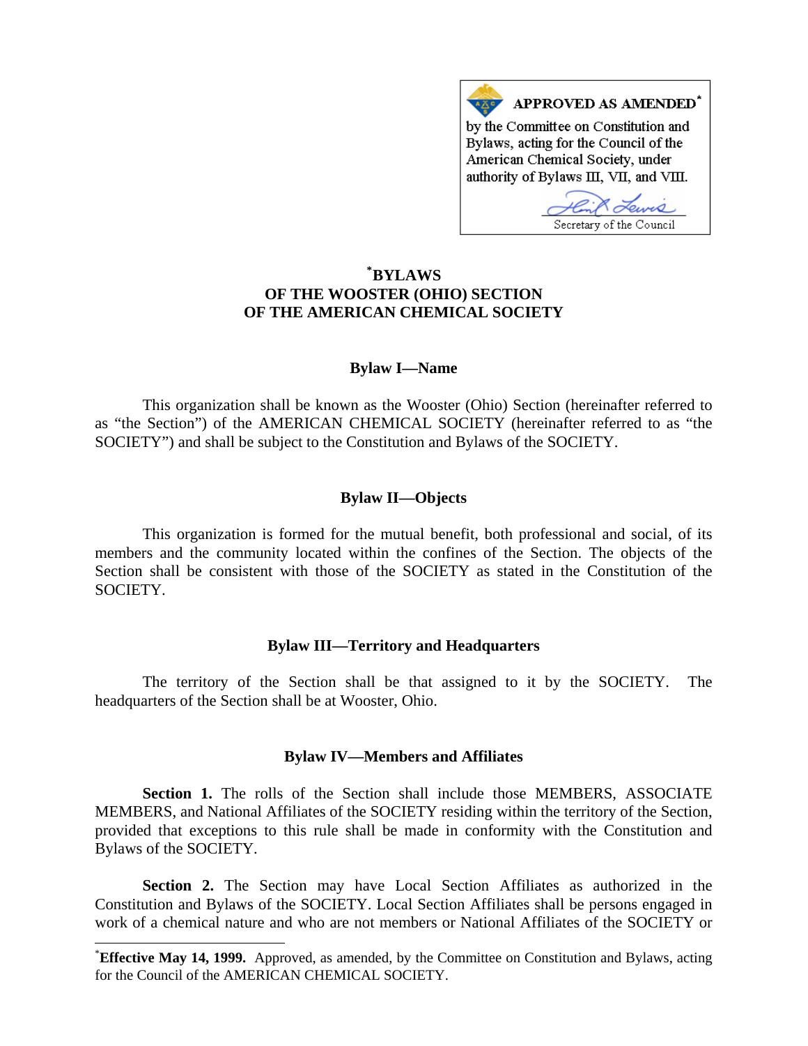**APPROVED AS AMENDED*** by the Committee on Constitution and Bylaws, acting for the Council of the American Chemical Society, under authority of Bylaws III, VII, and VIII.

Secretary of the Council

# *BYLAWS OF THE WOOSTER (OHIO) SECTION OF THE AMERICAN CHEMICAL SOCIETY

## Bylaw I—Name

This organization shall be known as the Wooster (Ohio) Section (hereinafter referred to as "the Section") of the AMERICAN CHEMICAL SOCIETY (hereinafter referred to as "the SOCIETY") and shall be subject to the Constitution and Bylaws of the SOCIETY.

## Bylaw II—Objects

This organization is formed for the mutual benefit, both professional and social, of its members and the community located within the confines of the Section. The objects of the Section shall be consistent with those of the SOCIETY as stated in the Constitution of the SOCIETY.

## Bylaw III—Territory and Headquarters

The territory of the Section shall be that assigned to it by the SOCIETY. The headquarters of the Section shall be at Wooster, Ohio.

## Bylaw IV—Members and Affiliates

**Section 1.** The rolls of the Section shall include those MEMBERS, ASSOCIATE MEMBERS, and National Affiliates of the SOCIETY residing within the territory of the Section, provided that exceptions to this rule shall be made in conformity with the Constitution and Bylaws of the SOCIETY.

**Section 2.** The Section may have Local Section Affiliates as authorized in the Constitution and Bylaws of the SOCIETY. Local Section Affiliates shall be persons engaged in work of a chemical nature and who are not members or National Affiliates of the SOCIETY or

---

***Effective May 14, 1999.** Approved, as amended, by the Committee on Constitution and Bylaws, acting for the Council of the AMERICAN CHEMICAL SOCIETY.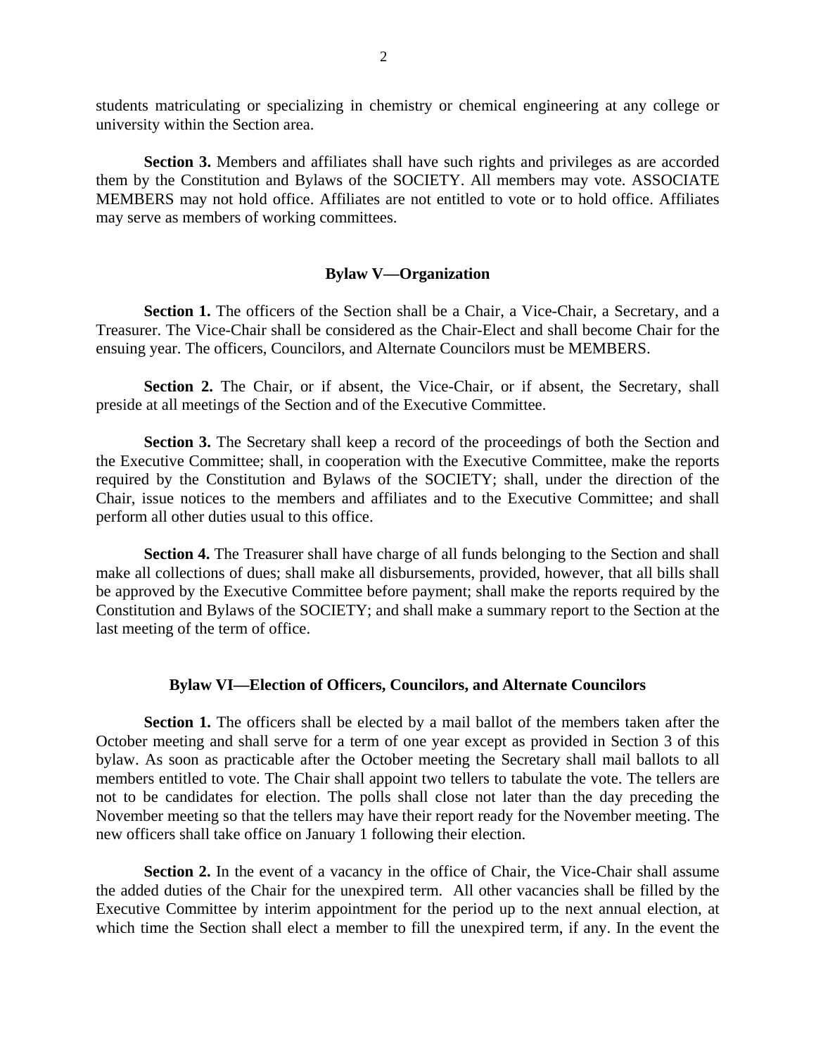students matriculating or specializing in chemistry or chemical engineering at any college or university within the Section area.

**Section 3.** Members and affiliates shall have such rights and privileges as are accorded them by the Constitution and Bylaws of the SOCIETY. All members may vote. ASSOCIATE MEMBERS may not hold office. Affiliates are not entitled to vote or to hold office. Affiliates may serve as members of working committees.

### Bylaw V—Organization

**Section 1.** The officers of the Section shall be a Chair, a Vice-Chair, a Secretary, and a Treasurer. The Vice-Chair shall be considered as the Chair-Elect and shall become Chair for the ensuing year. The officers, Councilors, and Alternate Councilors must be MEMBERS.

**Section 2.** The Chair, or if absent, the Vice-Chair, or if absent, the Secretary, shall preside at all meetings of the Section and of the Executive Committee.

**Section 3.** The Secretary shall keep a record of the proceedings of both the Section and the Executive Committee; shall, in cooperation with the Executive Committee, make the reports required by the Constitution and Bylaws of the SOCIETY; shall, under the direction of the Chair, issue notices to the members and affiliates and to the Executive Committee; and shall perform all other duties usual to this office.

**Section 4.** The Treasurer shall have charge of all funds belonging to the Section and shall make all collections of dues; shall make all disbursements, provided, however, that all bills shall be approved by the Executive Committee before payment; shall make the reports required by the Constitution and Bylaws of the SOCIETY; and shall make a summary report to the Section at the last meeting of the term of office.

### Bylaw VI—Election of Officers, Councilors, and Alternate Councilors

**Section 1.** The officers shall be elected by a mail ballot of the members taken after the October meeting and shall serve for a term of one year except as provided in Section 3 of this bylaw. As soon as practicable after the October meeting the Secretary shall mail ballots to all members entitled to vote. The Chair shall appoint two tellers to tabulate the vote. The tellers are not to be candidates for election. The polls shall close not later than the day preceding the November meeting so that the tellers may have their report ready for the November meeting. The new officers shall take office on January 1 following their election.

**Section 2.** In the event of a vacancy in the office of Chair, the Vice-Chair shall assume the added duties of the Chair for the unexpired term. All other vacancies shall be filled by the Executive Committee by interim appointment for the period up to the next annual election, at which time the Section shall elect a member to fill the unexpired term, if any. In the event the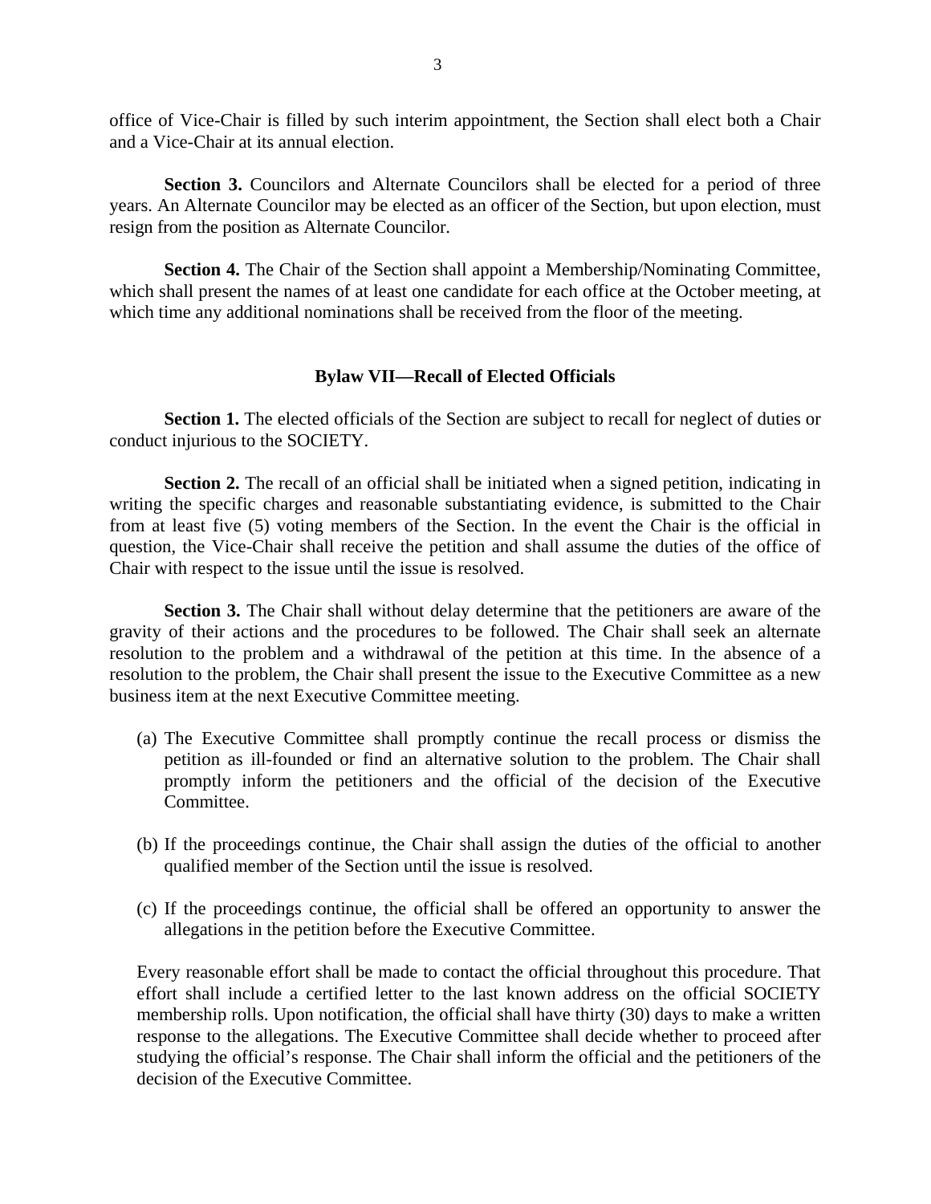office of Vice-Chair is filled by such interim appointment, the Section shall elect both a Chair and a Vice-Chair at its annual election.

**Section 3.** Councilors and Alternate Councilors shall be elected for a period of three years. An Alternate Councilor may be elected as an officer of the Section, but upon election, must resign from the position as Alternate Councilor.

**Section 4.** The Chair of the Section shall appoint a Membership/Nominating Committee, which shall present the names of at least one candidate for each office at the October meeting, at which time any additional nominations shall be received from the floor of the meeting.

## Bylaw VII—Recall of Elected Officials

**Section 1.** The elected officials of the Section are subject to recall for neglect of duties or conduct injurious to the SOCIETY.

**Section 2.** The recall of an official shall be initiated when a signed petition, indicating in writing the specific charges and reasonable substantiating evidence, is submitted to the Chair from at least five (5) voting members of the Section. In the event the Chair is the official in question, the Vice-Chair shall receive the petition and shall assume the duties of the office of Chair with respect to the issue until the issue is resolved.

**Section 3.** The Chair shall without delay determine that the petitioners are aware of the gravity of their actions and the procedures to be followed. The Chair shall seek an alternate resolution to the problem and a withdrawal of the petition at this time. In the absence of a resolution to the problem, the Chair shall present the issue to the Executive Committee as a new business item at the next Executive Committee meeting.

(a) The Executive Committee shall promptly continue the recall process or dismiss the petition as ill-founded or find an alternative solution to the problem. The Chair shall promptly inform the petitioners and the official of the decision of the Executive Committee.

(b) If the proceedings continue, the Chair shall assign the duties of the official to another qualified member of the Section until the issue is resolved.

(c) If the proceedings continue, the official shall be offered an opportunity to answer the allegations in the petition before the Executive Committee.

Every reasonable effort shall be made to contact the official throughout this procedure. That effort shall include a certified letter to the last known address on the official SOCIETY membership rolls. Upon notification, the official shall have thirty (30) days to make a written response to the allegations. The Executive Committee shall decide whether to proceed after studying the official's response. The Chair shall inform the official and the petitioners of the decision of the Executive Committee.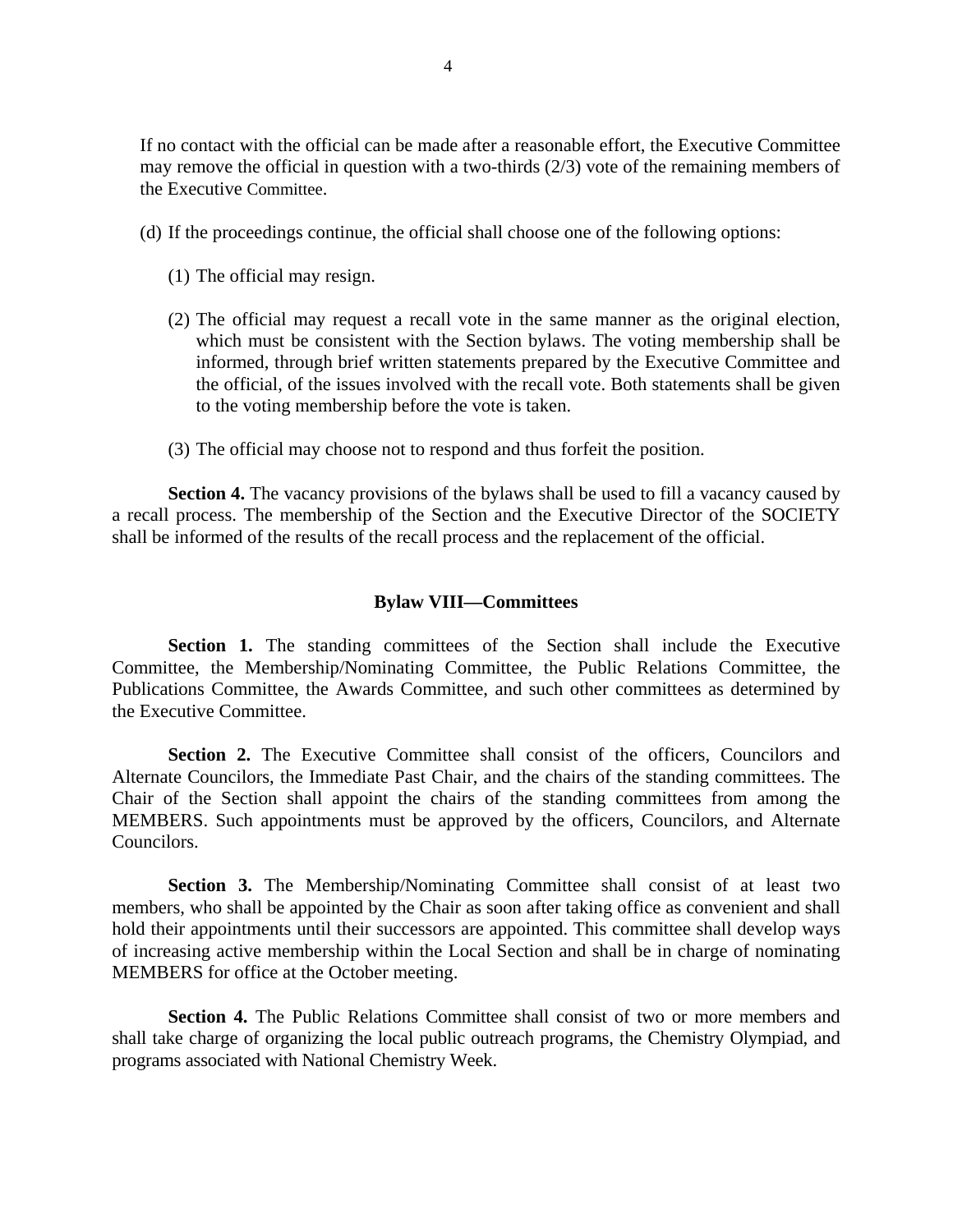If no contact with the official can be made after a reasonable effort, the Executive Committee may remove the official in question with a two-thirds (2/3) vote of the remaining members of the Executive Committee.

(d) If the proceedings continue, the official shall choose one of the following options:

(1) The official may resign.

(2) The official may request a recall vote in the same manner as the original election, which must be consistent with the Section bylaws. The voting membership shall be informed, through brief written statements prepared by the Executive Committee and the official, of the issues involved with the recall vote. Both statements shall be given to the voting membership before the vote is taken.

(3) The official may choose not to respond and thus forfeit the position.

**Section 4.** The vacancy provisions of the bylaws shall be used to fill a vacancy caused by a recall process. The membership of the Section and the Executive Director of the SOCIETY shall be informed of the results of the recall process and the replacement of the official.

## Bylaw VIII—Committees

**Section 1.** The standing committees of the Section shall include the Executive Committee, the Membership/Nominating Committee, the Public Relations Committee, the Publications Committee, the Awards Committee, and such other committees as determined by the Executive Committee.

**Section 2.** The Executive Committee shall consist of the officers, Councilors and Alternate Councilors, the Immediate Past Chair, and the chairs of the standing committees. The Chair of the Section shall appoint the chairs of the standing committees from among the MEMBERS. Such appointments must be approved by the officers, Councilors, and Alternate Councilors.

**Section 3.** The Membership/Nominating Committee shall consist of at least two members, who shall be appointed by the Chair as soon after taking office as convenient and shall hold their appointments until their successors are appointed. This committee shall develop ways of increasing active membership within the Local Section and shall be in charge of nominating MEMBERS for office at the October meeting.

**Section 4.** The Public Relations Committee shall consist of two or more members and shall take charge of organizing the local public outreach programs, the Chemistry Olympiad, and programs associated with National Chemistry Week.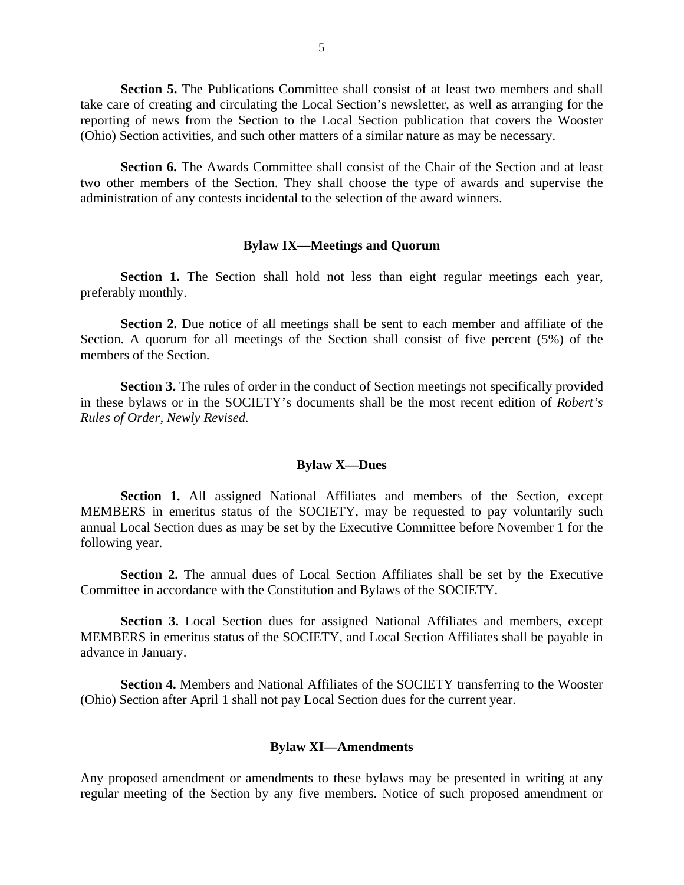**Section 5.** The Publications Committee shall consist of at least two members and shall take care of creating and circulating the Local Section's newsletter, as well as arranging for the reporting of news from the Section to the Local Section publication that covers the Wooster (Ohio) Section activities, and such other matters of a similar nature as may be necessary.

**Section 6.** The Awards Committee shall consist of the Chair of the Section and at least two other members of the Section. They shall choose the type of awards and supervise the administration of any contests incidental to the selection of the award winners.

### Bylaw IX—Meetings and Quorum

**Section 1.** The Section shall hold not less than eight regular meetings each year, preferably monthly.

**Section 2.** Due notice of all meetings shall be sent to each member and affiliate of the Section. A quorum for all meetings of the Section shall consist of five percent (5%) of the members of the Section.

**Section 3.** The rules of order in the conduct of Section meetings not specifically provided in these bylaws or in the SOCIETY's documents shall be the most recent edition of *Robert's Rules of Order, Newly Revised.*

### Bylaw X—Dues

**Section 1.** All assigned National Affiliates and members of the Section, except MEMBERS in emeritus status of the SOCIETY, may be requested to pay voluntarily such annual Local Section dues as may be set by the Executive Committee before November 1 for the following year.

**Section 2.** The annual dues of Local Section Affiliates shall be set by the Executive Committee in accordance with the Constitution and Bylaws of the SOCIETY.

**Section 3.** Local Section dues for assigned National Affiliates and members, except MEMBERS in emeritus status of the SOCIETY, and Local Section Affiliates shall be payable in advance in January.

**Section 4.** Members and National Affiliates of the SOCIETY transferring to the Wooster (Ohio) Section after April 1 shall not pay Local Section dues for the current year.

### Bylaw XI—Amendments

Any proposed amendment or amendments to these bylaws may be presented in writing at any regular meeting of the Section by any five members. Notice of such proposed amendment or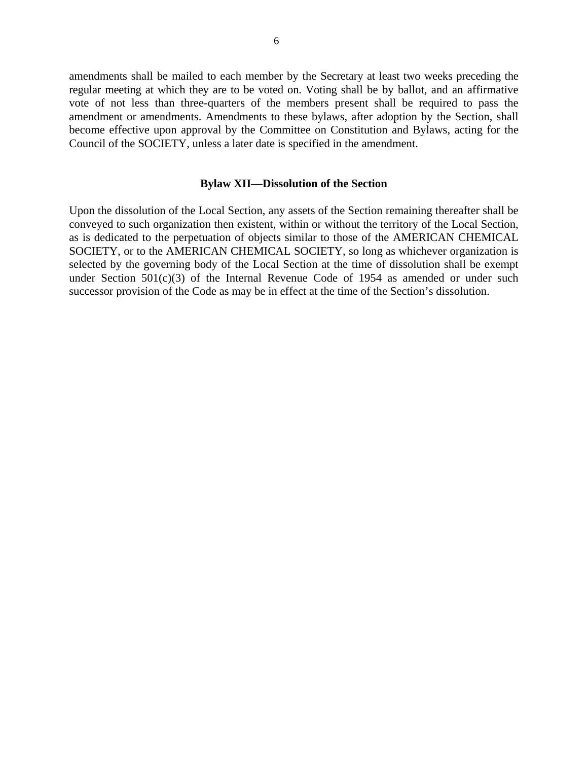amendments shall be mailed to each member by the Secretary at least two weeks preceding the regular meeting at which they are to be voted on. Voting shall be by ballot, and an affirmative vote of not less than three-quarters of the members present shall be required to pass the amendment or amendments. Amendments to these bylaws, after adoption by the Section, shall become effective upon approval by the Committee on Constitution and Bylaws, acting for the Council of the SOCIETY, unless a later date is specified in the amendment.

### Bylaw XII—Dissolution of the Section

Upon the dissolution of the Local Section, any assets of the Section remaining thereafter shall be conveyed to such organization then existent, within or without the territory of the Local Section, as is dedicated to the perpetuation of objects similar to those of the AMERICAN CHEMICAL SOCIETY, or to the AMERICAN CHEMICAL SOCIETY, so long as whichever organization is selected by the governing body of the Local Section at the time of dissolution shall be exempt under Section 501(c)(3) of the Internal Revenue Code of 1954 as amended or under such successor provision of the Code as may be in effect at the time of the Section's dissolution.